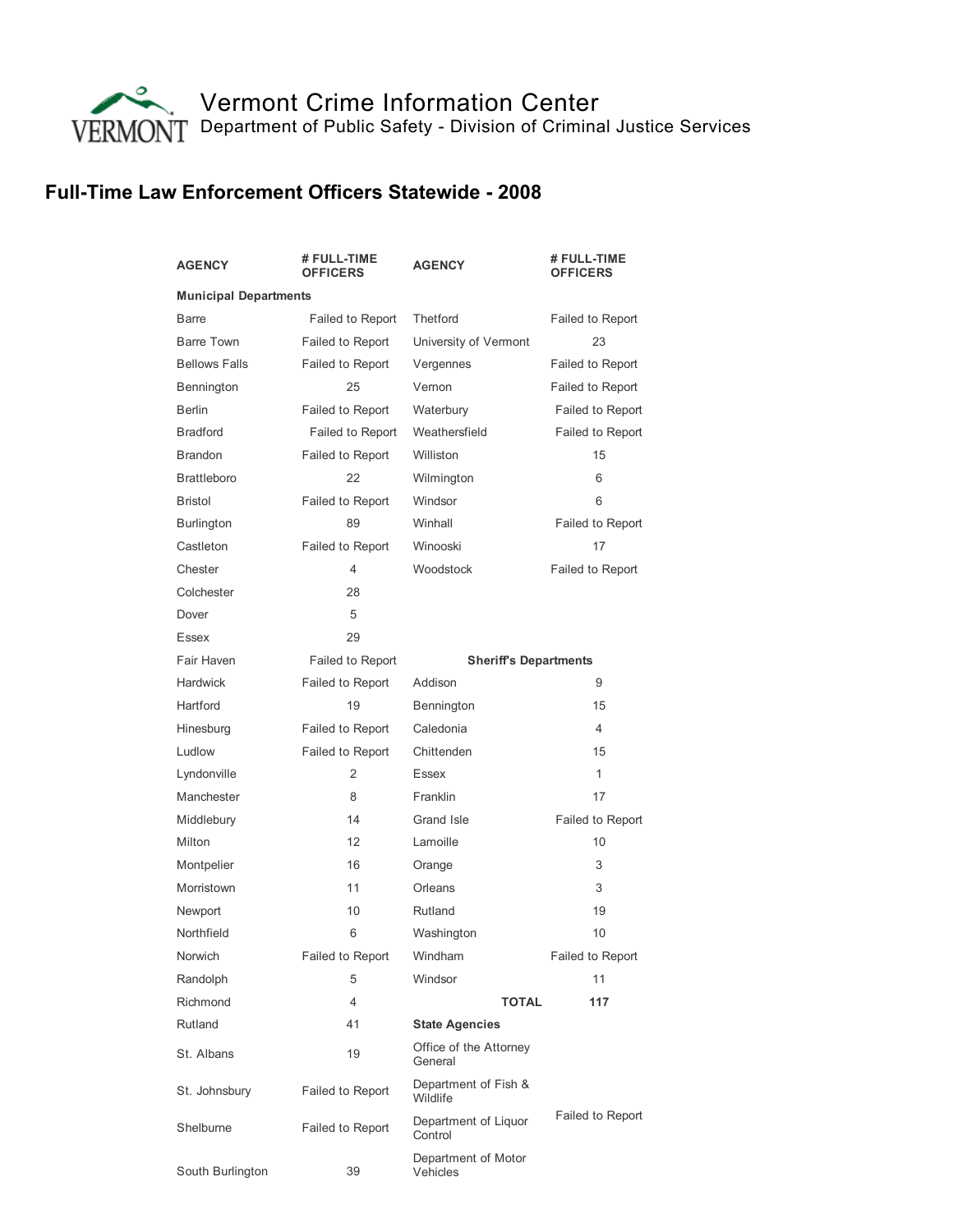# Vermont Crime Information Center

Department of Public Safety - Division of Criminal Justice Services

## Full-Time Law Enforcement Officers Statewide - 2008

| AGENCY | # FULL-TIME OFFICERS | AGENCY | # FULL-TIME OFFICERS |
|---|---|---|---|
| **Municipal Departments** | | | |
| Barre | Failed to Report | Thetford | Failed to Report |
| Barre Town | Failed to Report | University of Vermont | 23 |
| Bellows Falls | Failed to Report | Vergennes | Failed to Report |
| Bennington | 25 | Vernon | Failed to Report |
| Berlin | Failed to Report | Waterbury | Failed to Report |
| Bradford | Failed to Report | Weathersfield | Failed to Report |
| Brandon | Failed to Report | Williston | 15 |
| Brattleboro | 22 | Wilmington | 6 |
| Bristol | Failed to Report | Windsor | 6 |
| Burlington | 89 | Winhall | Failed to Report |
| Castleton | Failed to Report | Winooski | 17 |
| Chester | 4 | Woodstock | Failed to Report |
| Colchester | 28 | | |
| Dover | 5 | | |
| Essex | 29 | | |
| Fair Haven | Failed to Report | **Sheriff's Departments** | |
| Hardwick | Failed to Report | Addison | 9 |
| Hartford | 19 | Bennington | 15 |
| Hinesburg | Failed to Report | Caledonia | 4 |
| Ludlow | Failed to Report | Chittenden | 15 |
| Lyndonville | 2 | Essex | 1 |
| Manchester | 8 | Franklin | 17 |
| Middlebury | 14 | Grand Isle | Failed to Report |
| Milton | 12 | Lamoille | 10 |
| Montpelier | 16 | Orange | 3 |
| Morristown | 11 | Orleans | 3 |
| Newport | 10 | Rutland | 19 |
| Northfield | 6 | Washington | 10 |
| Norwich | Failed to Report | Windham | Failed to Report |
| Randolph | 5 | Windsor | 11 |
| Richmond | 4 | **TOTAL** | **117** |
| Rutland | 41 | **State Agencies** | |
| St. Albans | 19 | Office of the Attorney General | |
| St. Johnsbury | Failed to Report | Department of Fish & Wildlife | |
| Shelburne | Failed to Report | Department of Liquor Control | Failed to Report |
| South Burlington | 39 | Department of Motor Vehicles | |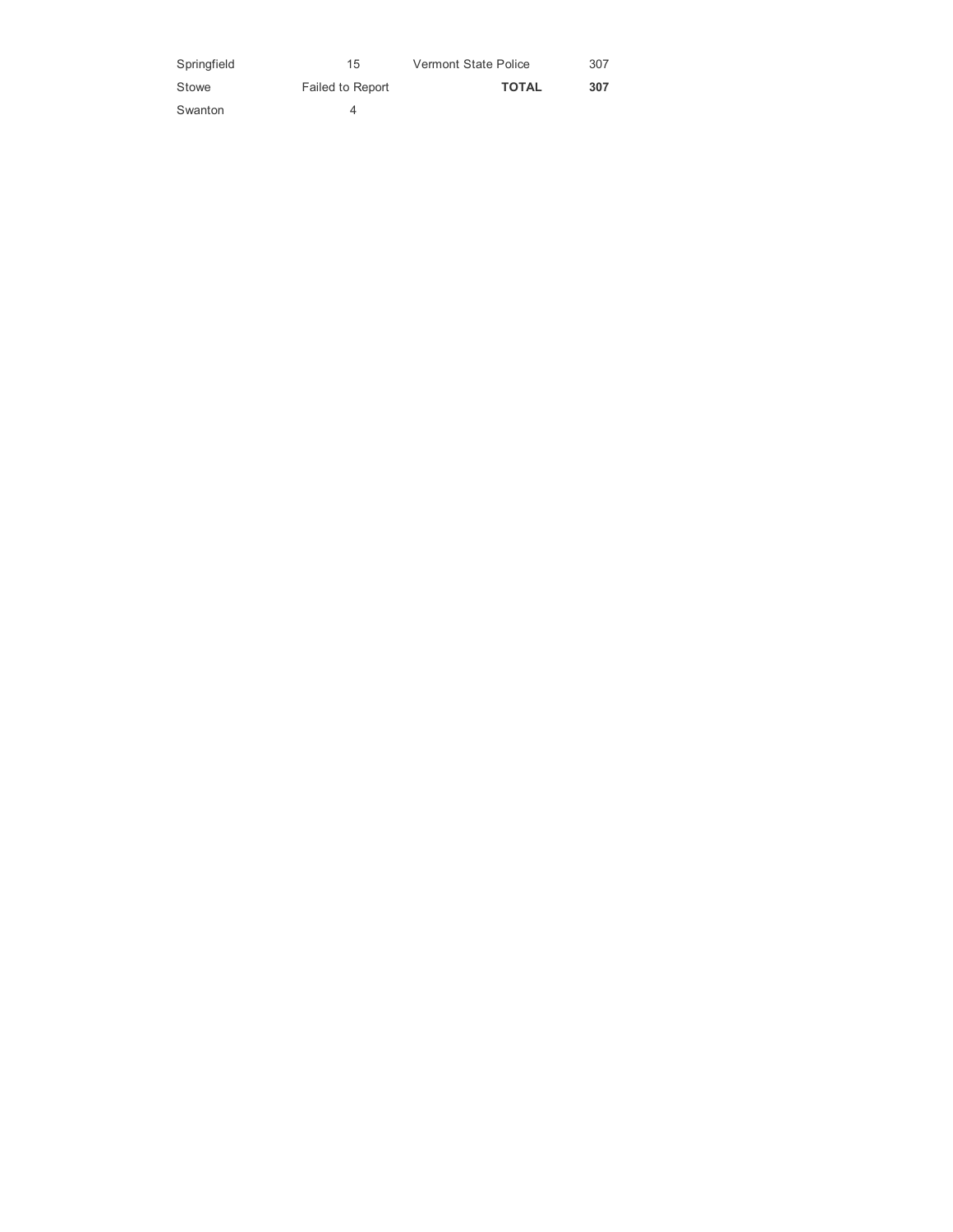| | | | |
|---|---|---|---|
| Springfield | 15 | Vermont State Police | 307 |
| Stowe | Failed to Report | **TOTAL** | **307** |
| Swanton | 4 | | |